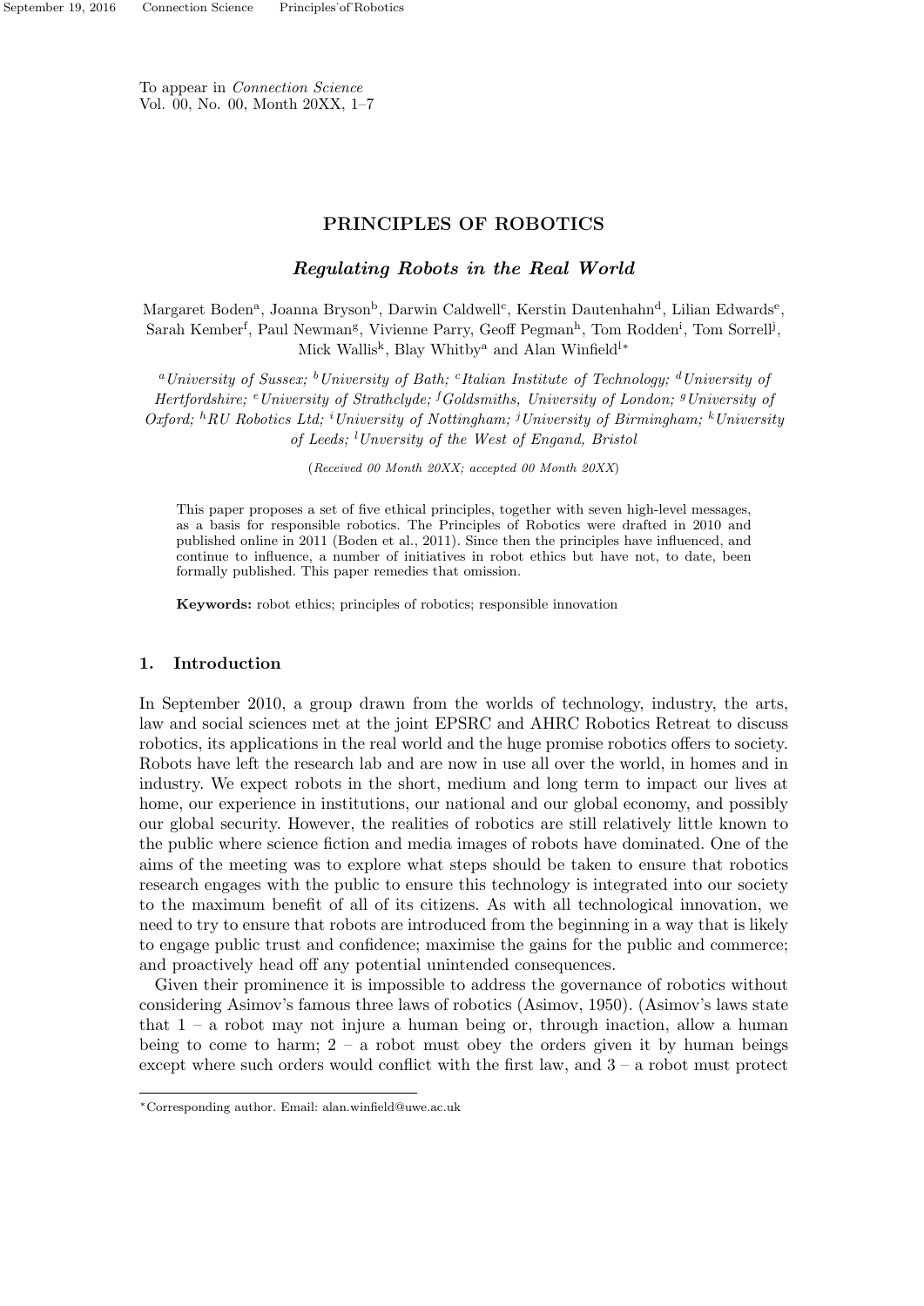To appear in *Connection Science*
Vol. 00, No. 00, Month 20XX, 1–7

# PRINCIPLES OF ROBOTICS

## *Regulating Robots in the Real World*

Margaret Boden[a], Joanna Bryson[b], Darwin Caldwell[c], Kerstin Dautenhahn[d], Lilian Edwards[e], Sarah Kember[f], Paul Newman[g], Vivienne Parry, Geoff Pegman[h], Tom Rodden[i], Tom Sorrell[j], Mick Wallis[k], Blay Whitby[a] and Alan Winfield[l*]

[a]*University of Sussex;* [b]*University of Bath;* [c]*Italian Institute of Technology;* [d]*University of Hertfordshire;* [e]*University of Strathclyde;* [f]*Goldsmiths, University of London;* [g]*University of Oxford;* [h]*RU Robotics Ltd;* [i]*University of Nottingham;* [j]*University of Birmingham;* [k]*University of Leeds;* [l]*Unversity of the West of Engand, Bristol*

(*Received 00 Month 20XX; accepted 00 Month 20XX*)

This paper proposes a set of five ethical principles, together with seven high-level messages, as a basis for responsible robotics. The Principles of Robotics were drafted in 2010 and published online in 2011 (Boden et al., 2011). Since then the principles have influenced, and continue to influence, a number of initiatives in robot ethics but have not, to date, been formally published. This paper remedies that omission.

**Keywords:** robot ethics; principles of robotics; responsible innovation

## 1. Introduction

In September 2010, a group drawn from the worlds of technology, industry, the arts, law and social sciences met at the joint EPSRC and AHRC Robotics Retreat to discuss robotics, its applications in the real world and the huge promise robotics offers to society. Robots have left the research lab and are now in use all over the world, in homes and in industry. We expect robots in the short, medium and long term to impact our lives at home, our experience in institutions, our national and our global economy, and possibly our global security. However, the realities of robotics are still relatively little known to the public where science fiction and media images of robots have dominated. One of the aims of the meeting was to explore what steps should be taken to ensure that robotics research engages with the public to ensure this technology is integrated into our society to the maximum benefit of all of its citizens. As with all technological innovation, we need to try to ensure that robots are introduced from the beginning in a way that is likely to engage public trust and confidence; maximise the gains for the public and commerce; and proactively head off any potential unintended consequences.

Given their prominence it is impossible to address the governance of robotics without considering Asimov's famous three laws of robotics (Asimov, 1950). (Asimov's laws state that 1 – a robot may not injure a human being or, through inaction, allow a human being to come to harm; 2 – a robot must obey the orders given it by human beings except where such orders would conflict with the first law, and 3 – a robot must protect

*Corresponding author. Email: alan.winfield@uwe.ac.uk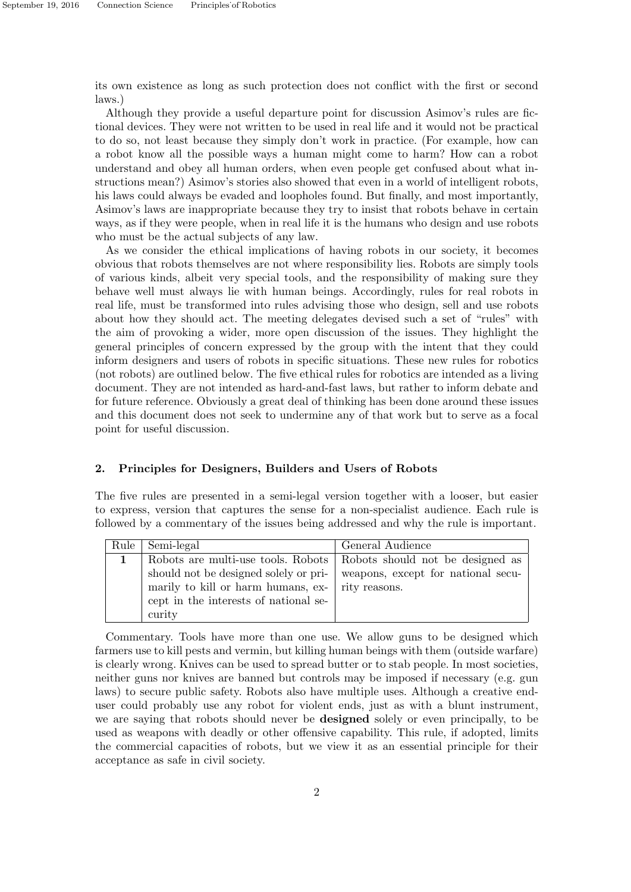its own existence as long as such protection does not conflict with the first or second laws.)

Although they provide a useful departure point for discussion Asimov's rules are fictional devices. They were not written to be used in real life and it would not be practical to do so, not least because they simply don't work in practice. (For example, how can a robot know all the possible ways a human might come to harm? How can a robot understand and obey all human orders, when even people get confused about what instructions mean?) Asimov's stories also showed that even in a world of intelligent robots, his laws could always be evaded and loopholes found. But finally, and most importantly, Asimov's laws are inappropriate because they try to insist that robots behave in certain ways, as if they were people, when in real life it is the humans who design and use robots who must be the actual subjects of any law.

As we consider the ethical implications of having robots in our society, it becomes obvious that robots themselves are not where responsibility lies. Robots are simply tools of various kinds, albeit very special tools, and the responsibility of making sure they behave well must always lie with human beings. Accordingly, rules for real robots in real life, must be transformed into rules advising those who design, sell and use robots about how they should act. The meeting delegates devised such a set of "rules" with the aim of provoking a wider, more open discussion of the issues. They highlight the general principles of concern expressed by the group with the intent that they could inform designers and users of robots in specific situations. These new rules for robotics (not robots) are outlined below. The five ethical rules for robotics are intended as a living document. They are not intended as hard-and-fast laws, but rather to inform debate and for future reference. Obviously a great deal of thinking has been done around these issues and this document does not seek to undermine any of that work but to serve as a focal point for useful discussion.

## 2. Principles for Designers, Builders and Users of Robots

The five rules are presented in a semi-legal version together with a looser, but easier to express, version that captures the sense for a non-specialist audience. Each rule is followed by a commentary of the issues being addressed and why the rule is important.

| Rule | Semi-legal | General Audience |
|---|---|---|
| **1** | Robots are multi-use tools. Robots should not be designed solely or primarily to kill or harm humans, except in the interests of national security | Robots should not be designed as weapons, except for national security reasons. |

Commentary. Tools have more than one use. We allow guns to be designed which farmers use to kill pests and vermin, but killing human beings with them (outside warfare) is clearly wrong. Knives can be used to spread butter or to stab people. In most societies, neither guns nor knives are banned but controls may be imposed if necessary (e.g. gun laws) to secure public safety. Robots also have multiple uses. Although a creative end-user could probably use any robot for violent ends, just as with a blunt instrument, we are saying that robots should never be **designed** solely or even principally, to be used as weapons with deadly or other offensive capability. This rule, if adopted, limits the commercial capacities of robots, but we view it as an essential principle for their acceptance as safe in civil society.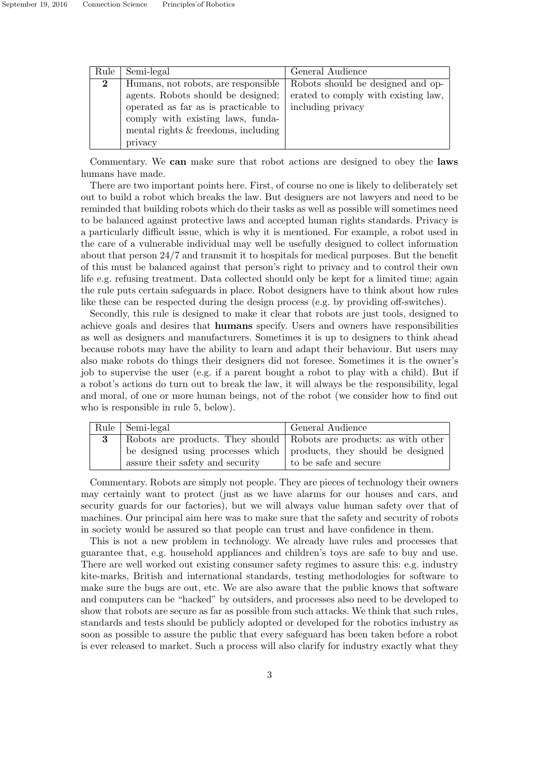| Rule | Semi-legal | General Audience |
|---|---|---|
| **2** | Humans, not robots, are responsible agents. Robots should be designed; operated as far as is practicable to comply with existing laws, fundamental rights & freedoms, including privacy | Robots should be designed and operated to comply with existing law, including privacy |

Commentary. We **can** make sure that robot actions are designed to obey the **laws** humans have made.

There are two important points here. First, of course no one is likely to deliberately set out to build a robot which breaks the law. But designers are not lawyers and need to be reminded that building robots which do their tasks as well as possible will sometimes need to be balanced against protective laws and accepted human rights standards. Privacy is a particularly difficult issue, which is why it is mentioned. For example, a robot used in the care of a vulnerable individual may well be usefully designed to collect information about that person 24/7 and transmit it to hospitals for medical purposes. But the benefit of this must be balanced against that person's right to privacy and to control their own life e.g. refusing treatment. Data collected should only be kept for a limited time; again the rule puts certain safeguards in place. Robot designers have to think about how rules like these can be respected during the design process (e.g. by providing off-switches).

Secondly, this rule is designed to make it clear that robots are just tools, designed to achieve goals and desires that **humans** specify. Users and owners have responsibilities as well as designers and manufacturers. Sometimes it is up to designers to think ahead because robots may have the ability to learn and adapt their behaviour. But users may also make robots do things their designers did not foresee. Sometimes it is the owner's job to supervise the user (e.g. if a parent bought a robot to play with a child). But if a robot's actions do turn out to break the law, it will always be the responsibility, legal and moral, of one or more human beings, not of the robot (we consider how to find out who is responsible in rule 5, below).

| Rule | Semi-legal | General Audience |
|---|---|---|
| **3** | Robots are products. They should be designed using processes which assure their safety and security | Robots are products: as with other products, they should be designed to be safe and secure |

Commentary. Robots are simply not people. They are pieces of technology their owners may certainly want to protect (just as we have alarms for our houses and cars, and security guards for our factories), but we will always value human safety over that of machines. Our principal aim here was to make sure that the safety and security of robots in society would be assured so that people can trust and have confidence in them.

This is not a new problem in technology. We already have rules and processes that guarantee that, e.g. household appliances and children's toys are safe to buy and use. There are well worked out existing consumer safety regimes to assure this: e.g. industry kite-marks, British and international standards, testing methodologies for software to make sure the bugs are out, etc. We are also aware that the public knows that software and computers can be "hacked" by outsiders, and processes also need to be developed to show that robots are secure as far as possible from such attacks. We think that such rules, standards and tests should be publicly adopted or developed for the robotics industry as soon as possible to assure the public that every safeguard has been taken before a robot is ever released to market. Such a process will also clarify for industry exactly what they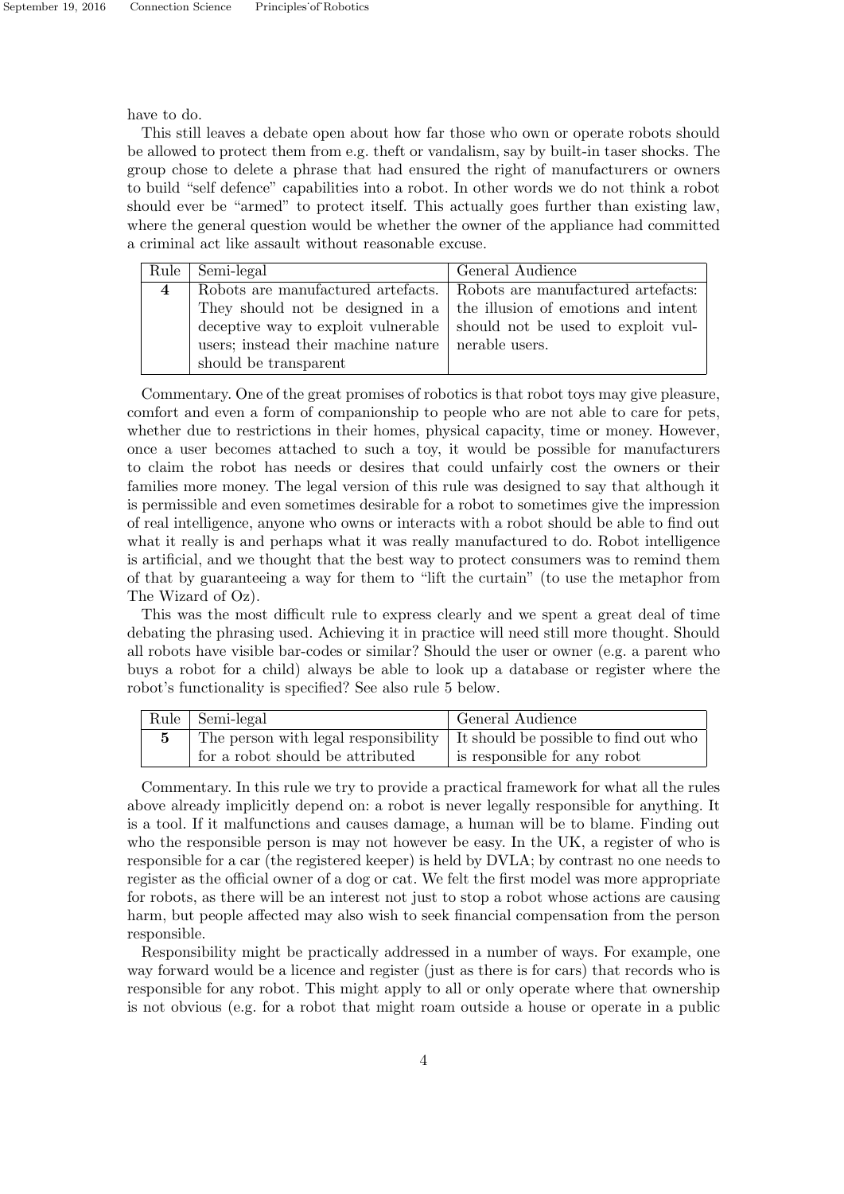have to do.

This still leaves a debate open about how far those who own or operate robots should be allowed to protect them from e.g. theft or vandalism, say by built-in taser shocks. The group chose to delete a phrase that had ensured the right of manufacturers or owners to build "self defence" capabilities into a robot. In other words we do not think a robot should ever be "armed" to protect itself. This actually goes further than existing law, where the general question would be whether the owner of the appliance had committed a criminal act like assault without reasonable excuse.

| Rule | Semi-legal | General Audience |
|---|---|---|
| **4** | Robots are manufactured artefacts. They should not be designed in a deceptive way to exploit vulnerable users; instead their machine nature should be transparent | Robots are manufactured artefacts: the illusion of emotions and intent should not be used to exploit vulnerable users. |

Commentary. One of the great promises of robotics is that robot toys may give pleasure, comfort and even a form of companionship to people who are not able to care for pets, whether due to restrictions in their homes, physical capacity, time or money. However, once a user becomes attached to such a toy, it would be possible for manufacturers to claim the robot has needs or desires that could unfairly cost the owners or their families more money. The legal version of this rule was designed to say that although it is permissible and even sometimes desirable for a robot to sometimes give the impression of real intelligence, anyone who owns or interacts with a robot should be able to find out what it really is and perhaps what it was really manufactured to do. Robot intelligence is artificial, and we thought that the best way to protect consumers was to remind them of that by guaranteeing a way for them to "lift the curtain" (to use the metaphor from The Wizard of Oz).

This was the most difficult rule to express clearly and we spent a great deal of time debating the phrasing used. Achieving it in practice will need still more thought. Should all robots have visible bar-codes or similar? Should the user or owner (e.g. a parent who buys a robot for a child) always be able to look up a database or register where the robot's functionality is specified? See also rule 5 below.

| Rule | Semi-legal | General Audience |
|---|---|---|
| **5** | The person with legal responsibility for a robot should be attributed | It should be possible to find out who is responsible for any robot |

Commentary. In this rule we try to provide a practical framework for what all the rules above already implicitly depend on: a robot is never legally responsible for anything. It is a tool. If it malfunctions and causes damage, a human will be to blame. Finding out who the responsible person is may not however be easy. In the UK, a register of who is responsible for a car (the registered keeper) is held by DVLA; by contrast no one needs to register as the official owner of a dog or cat. We felt the first model was more appropriate for robots, as there will be an interest not just to stop a robot whose actions are causing harm, but people affected may also wish to seek financial compensation from the person responsible.

Responsibility might be practically addressed in a number of ways. For example, one way forward would be a licence and register (just as there is for cars) that records who is responsible for any robot. This might apply to all or only operate where that ownership is not obvious (e.g. for a robot that might roam outside a house or operate in a public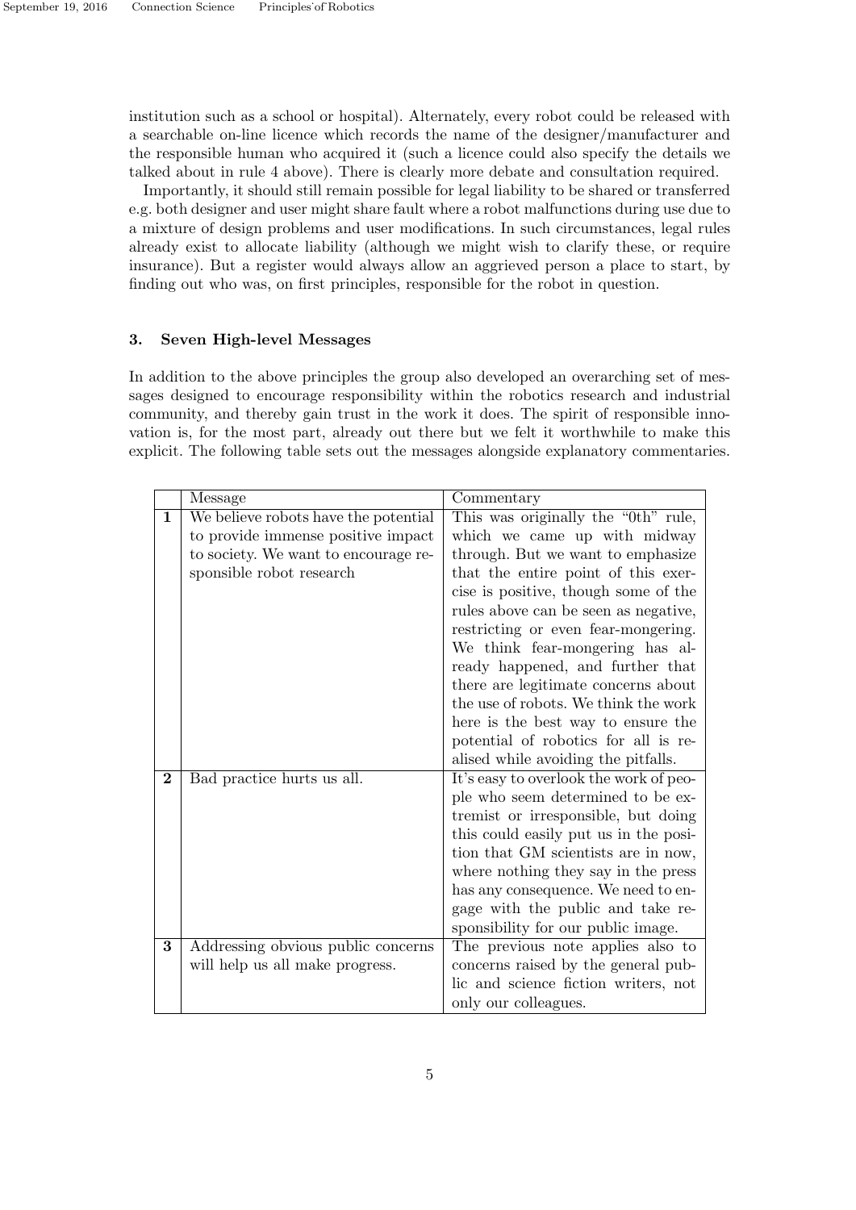institution such as a school or hospital). Alternately, every robot could be released with a searchable on-line licence which records the name of the designer/manufacturer and the responsible human who acquired it (such a licence could also specify the details we talked about in rule 4 above). There is clearly more debate and consultation required.

Importantly, it should still remain possible for legal liability to be shared or transferred e.g. both designer and user might share fault where a robot malfunctions during use due to a mixture of design problems and user modifications. In such circumstances, legal rules already exist to allocate liability (although we might wish to clarify these, or require insurance). But a register would always allow an aggrieved person a place to start, by finding out who was, on first principles, responsible for the robot in question.

## 3. Seven High-level Messages

In addition to the above principles the group also developed an overarching set of messages designed to encourage responsibility within the robotics research and industrial community, and thereby gain trust in the work it does. The spirit of responsible innovation is, for the most part, already out there but we felt it worthwhile to make this explicit. The following table sets out the messages alongside explanatory commentaries.

| | Message | Commentary |
|---|---|---|
| **1** | We believe robots have the potential to provide immense positive impact to society. We want to encourage responsible robot research | This was originally the "0th" rule, which we came up with midway through. But we want to emphasize that the entire point of this exercise is positive, though some of the rules above can be seen as negative, restricting or even fear-mongering. We think fear-mongering has already happened, and further that there are legitimate concerns about the use of robots. We think the work here is the best way to ensure the potential of robotics for all is realised while avoiding the pitfalls. |
| **2** | Bad practice hurts us all. | It's easy to overlook the work of people who seem determined to be extremist or irresponsible, but doing this could easily put us in the position that GM scientists are in now, where nothing they say in the press has any consequence. We need to engage with the public and take responsibility for our public image. |
| **3** | Addressing obvious public concerns will help us all make progress. | The previous note applies also to concerns raised by the general public and science fiction writers, not only our colleagues. |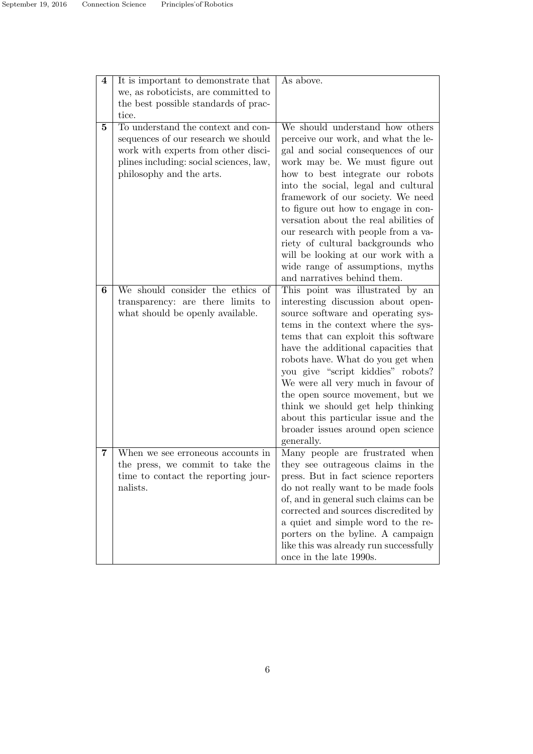| | | |
|---|---|---|
| **4** | It is important to demonstrate that we, as roboticists, are committed to the best possible standards of practice. | As above. |
| **5** | To understand the context and consequences of our research we should work with experts from other disciplines including: social sciences, law, philosophy and the arts. | We should understand how others perceive our work, and what the legal and social consequences of our work may be. We must figure out how to best integrate our robots into the social, legal and cultural framework of our society. We need to figure out how to engage in conversation about the real abilities of our research with people from a variety of cultural backgrounds who will be looking at our work with a wide range of assumptions, myths and narratives behind them. |
| **6** | We should consider the ethics of transparency: are there limits to what should be openly available. | This point was illustrated by an interesting discussion about open-source software and operating systems in the context where the systems that can exploit this software have the additional capacities that robots have. What do you get when you give "script kiddies" robots? We were all very much in favour of the open source movement, but we think we should get help thinking about this particular issue and the broader issues around open science generally. |
| **7** | When we see erroneous accounts in the press, we commit to take the time to contact the reporting journalists. | Many people are frustrated when they see outrageous claims in the press. But in fact science reporters do not really want to be made fools of, and in general such claims can be corrected and sources discredited by a quiet and simple word to the reporters on the byline. A campaign like this was already run successfully once in the late 1990s. |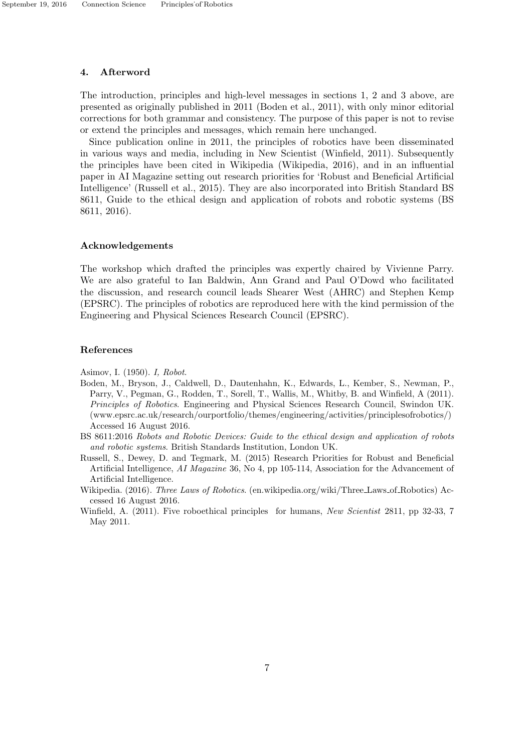## 4. Afterword

The introduction, principles and high-level messages in sections 1, 2 and 3 above, are presented as originally published in 2011 (Boden et al., 2011), with only minor editorial corrections for both grammar and consistency. The purpose of this paper is not to revise or extend the principles and messages, which remain here unchanged.

Since publication online in 2011, the principles of robotics have been disseminated in various ways and media, including in New Scientist (Winfield, 2011). Subsequently the principles have been cited in Wikipedia (Wikipedia, 2016), and in an influential paper in AI Magazine setting out research priorities for 'Robust and Beneficial Artificial Intelligence' (Russell et al., 2015). They are also incorporated into British Standard BS 8611, Guide to the ethical design and application of robots and robotic systems (BS 8611, 2016).

## Acknowledgements

The workshop which drafted the principles was expertly chaired by Vivienne Parry. We are also grateful to Ian Baldwin, Ann Grand and Paul O'Dowd who facilitated the discussion, and research council leads Shearer West (AHRC) and Stephen Kemp (EPSRC). The principles of robotics are reproduced here with the kind permission of the Engineering and Physical Sciences Research Council (EPSRC).

## References

Asimov, I. (1950). *I, Robot*.

Boden, M., Bryson, J., Caldwell, D., Dautenhahn, K., Edwards, L., Kember, S., Newman, P., Parry, V., Pegman, G., Rodden, T., Sorell, T., Wallis, M., Whitby, B. and Winfield, A (2011). *Principles of Robotics*. Engineering and Physical Sciences Research Council, Swindon UK. (www.epsrc.ac.uk/research/ourportfolio/themes/engineering/activities/principlesofrobotics/) Accessed 16 August 2016.

BS 8611:2016 *Robots and Robotic Devices: Guide to the ethical design and application of robots and robotic systems*. British Standards Institution, London UK.

Russell, S., Dewey, D. and Tegmark, M. (2015) Research Priorities for Robust and Beneficial Artificial Intelligence, *AI Magazine* 36, No 4, pp 105-114, Association for the Advancement of Artificial Intelligence.

Wikipedia. (2016). *Three Laws of Robotics*. (en.wikipedia.org/wiki/Three_Laws_of_Robotics) Accessed 16 August 2016.

Winfield, A. (2011). Five roboethical principles for humans, *New Scientist* 2811, pp 32-33, 7 May 2011.